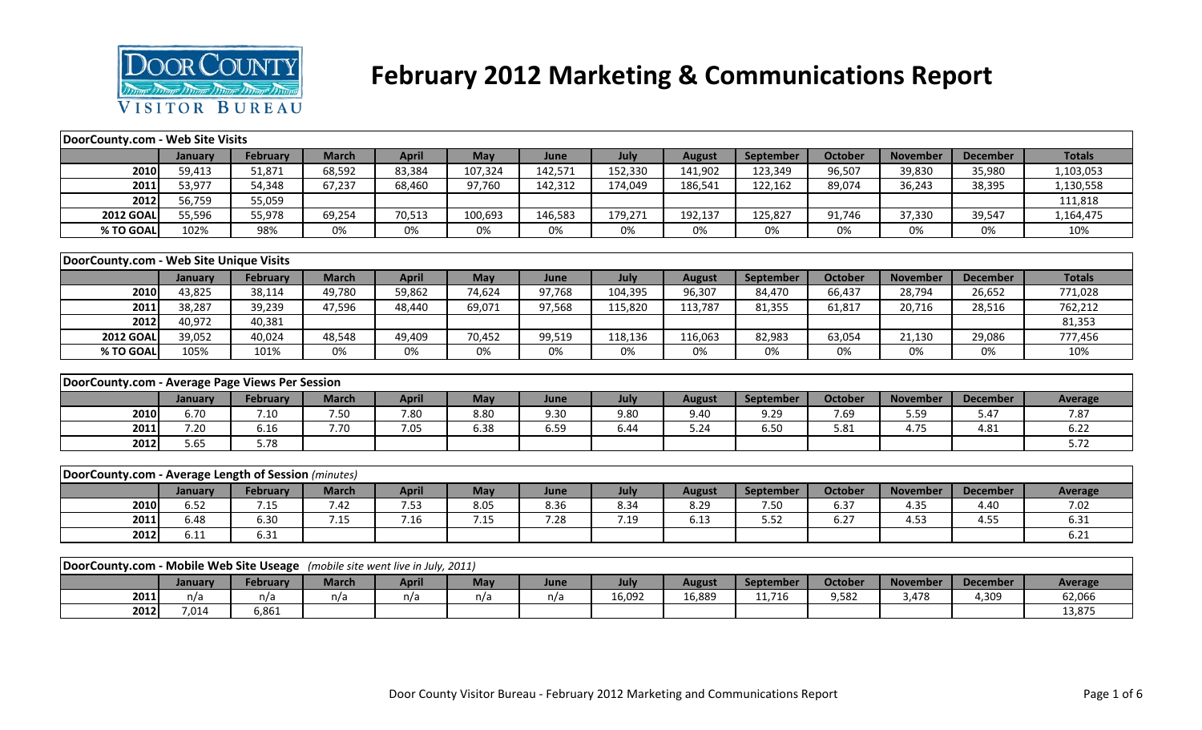# February 2012 Marketing & Communications Report

| DoorCounty.com - Web Site Visits | | | | | | | | | | | | | |
|---|---|---|---|---|---|---|---|---|---|---|---|---|---|
| | January | February | March | April | May | June | July | August | September | October | November | December | Totals |
| 2010 | 59,413 | 51,871 | 68,592 | 83,384 | 107,324 | 142,571 | 152,330 | 141,902 | 123,349 | 96,507 | 39,830 | 35,980 | 1,103,053 |
| 2011 | 53,977 | 54,348 | 67,237 | 68,460 | 97,760 | 142,312 | 174,049 | 186,541 | 122,162 | 89,074 | 36,243 | 38,395 | 1,130,558 |
| 2012 | 56,759 | 55,059 | | | | | | | | | | | 111,818 |
| 2012 GOAL | 55,596 | 55,978 | 69,254 | 70,513 | 100,693 | 146,583 | 179,271 | 192,137 | 125,827 | 91,746 | 37,330 | 39,547 | 1,164,475 |
| % TO GOAL | 102% | 98% | 0% | 0% | 0% | 0% | 0% | 0% | 0% | 0% | 0% | 0% | 10% |

| DoorCounty.com - Web Site Unique Visits | | | | | | | | | | | | | |
|---|---|---|---|---|---|---|---|---|---|---|---|---|---|
| | January | February | March | April | May | June | July | August | September | October | November | December | Totals |
| 2010 | 43,825 | 38,114 | 49,780 | 59,862 | 74,624 | 97,768 | 104,395 | 96,307 | 84,470 | 66,437 | 28,794 | 26,652 | 771,028 |
| 2011 | 38,287 | 39,239 | 47,596 | 48,440 | 69,071 | 97,568 | 115,820 | 113,787 | 81,355 | 61,817 | 20,716 | 28,516 | 762,212 |
| 2012 | 40,972 | 40,381 | | | | | | | | | | | 81,353 |
| 2012 GOAL | 39,052 | 40,024 | 48,548 | 49,409 | 70,452 | 99,519 | 118,136 | 116,063 | 82,983 | 63,054 | 21,130 | 29,086 | 777,456 |
| % TO GOAL | 105% | 101% | 0% | 0% | 0% | 0% | 0% | 0% | 0% | 0% | 0% | 0% | 10% |

| DoorCounty.com - Average Page Views Per Session | | | | | | | | | | | | | |
|---|---|---|---|---|---|---|---|---|---|---|---|---|---|
| | January | February | March | April | May | June | July | August | September | October | November | December | Average |
| 2010 | 6.70 | 7.10 | 7.50 | 7.80 | 8.80 | 9.30 | 9.80 | 9.40 | 9.29 | 7.69 | 5.59 | 5.47 | 7.87 |
| 2011 | 7.20 | 6.16 | 7.70 | 7.05 | 6.38 | 6.59 | 6.44 | 5.24 | 6.50 | 5.81 | 4.75 | 4.81 | 6.22 |
| 2012 | 5.65 | 5.78 | | | | | | | | | | | 5.72 |

| DoorCounty.com - Average Length of Session *(minutes)* | | | | | | | | | | | | | |
|---|---|---|---|---|---|---|---|---|---|---|---|---|---|
| | January | February | March | April | May | June | July | August | September | October | November | December | Average |
| 2010 | 6.52 | 7.15 | 7.42 | 7.53 | 8.05 | 8.36 | 8.34 | 8.29 | 7.50 | 6.37 | 4.35 | 4.40 | 7.02 |
| 2011 | 6.48 | 6.30 | 7.15 | 7.16 | 7.15 | 7.28 | 7.19 | 6.13 | 5.52 | 6.27 | 4.53 | 4.55 | 6.31 |
| 2012 | 6.11 | 6.31 | | | | | | | | | | | 6.21 |

| DoorCounty.com - Mobile Web Site Useage *(mobile site went live in July, 2011)* | | | | | | | | | | | | | |
|---|---|---|---|---|---|---|---|---|---|---|---|---|---|
| | January | February | March | April | May | June | July | August | September | October | November | December | Average |
| 2011 | n/a | n/a | n/a | n/a | n/a | n/a | 16,092 | 16,889 | 11,716 | 9,582 | 3,478 | 4,309 | 62,066 |
| 2012 | 7,014 | 6,861 | | | | | | | | | | | 13,875 |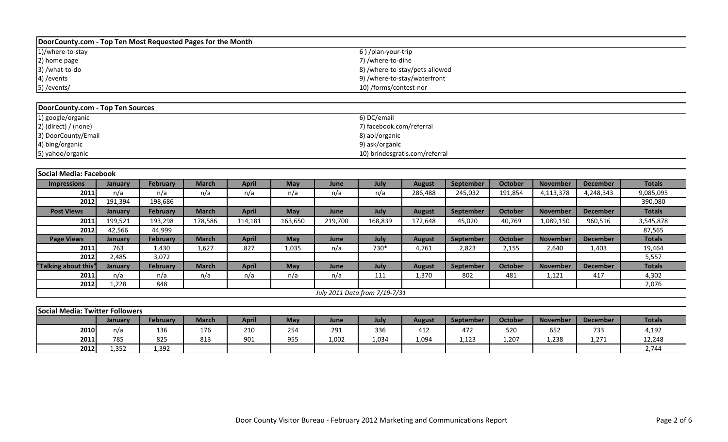| DoorCounty.com - Top Ten Most Requested Pages for the Month | |
|---|---|
| 1)/where-to-stay | 6 ) /plan-your-trip |
| 2) home page | 7) /where-to-dine |
| 3) /what-to-do | 8) /where-to-stay/pets-allowed |
| 4) /events | 9) /where-to-stay/waterfront |
| 5) /events/ | 10) /forms/contest-nor |

| DoorCounty.com - Top Ten Sources | |
|---|---|
| 1) google/organic | 6) DC/email |
| 2) (direct) / (none) | 7) facebook.com/referral |
| 3) DoorCounty/Email | 8) aol/organic |
| 4) bing/organic | 9) ask/organic |
| 5) yahoo/organic | 10) brindesgratis.com/referral |

**Social Media: Facebook**

| Impressions | January | February | March | April | May | June | July | August | September | October | November | December | Totals |
|---|---|---|---|---|---|---|---|---|---|---|---|---|---|
| 2011 | n/a | n/a | n/a | n/a | n/a | n/a | n/a | 286,488 | 245,032 | 191,854 | 4,113,378 | 4,248,343 | 9,085,095 |
| 2012 | 191,394 | 198,686 | | | | | | | | | | | 390,080 |
| **Post Views** | **January** | **February** | **March** | **April** | **May** | **June** | **July** | **August** | **September** | **October** | **November** | **December** | **Totals** |
| 2011 | 199,521 | 193,298 | 178,586 | 114,181 | 163,650 | 219,700 | 168,839 | 172,648 | 45,020 | 40,769 | 1,089,150 | 960,516 | 3,545,878 |
| 2012 | 42,566 | 44,999 | | | | | | | | | | | 87,565 |
| **Page Views** | **January** | **February** | **March** | **April** | **May** | **June** | **July** | **August** | **September** | **October** | **November** | **December** | **Totals** |
| 2011 | 763 | 1,430 | 1,627 | 827 | 1,035 | n/a | 730* | 4,761 | 2,823 | 2,155 | 2,640 | 1,403 | 19,464 |
| 2012 | 2,485 | 3,072 | | | | | | | | | | | 5,557 |
| **"Talking about this"** | **January** | **February** | **March** | **April** | **May** | **June** | **July** | **August** | **September** | **October** | **November** | **December** | **Totals** |
| 2011 | n/a | n/a | n/a | n/a | n/a | n/a | 111 | 1,370 | 802 | 481 | 1,121 | 417 | 4,302 |
| 2012 | 1,228 | 848 | | | | | | | | | | | 2,076 |

*July 2011 Data from 7/19-7/31*

**Social Media: Twitter Followers**

| | January | February | March | April | May | June | July | August | September | October | November | December | Totals |
|---|---|---|---|---|---|---|---|---|---|---|---|---|---|
| 2010 | n/a | 136 | 176 | 210 | 254 | 291 | 336 | 412 | 472 | 520 | 652 | 733 | 4,192 |
| 2011 | 785 | 825 | 813 | 901 | 955 | 1,002 | 1,034 | 1,094 | 1,123 | 1,207 | 1,238 | 1,271 | 12,248 |
| 2012 | 1,352 | 1,392 | | | | | | | | | | | 2,744 |

Door County Visitor Bureau - February 2012 Marketing and Communications Report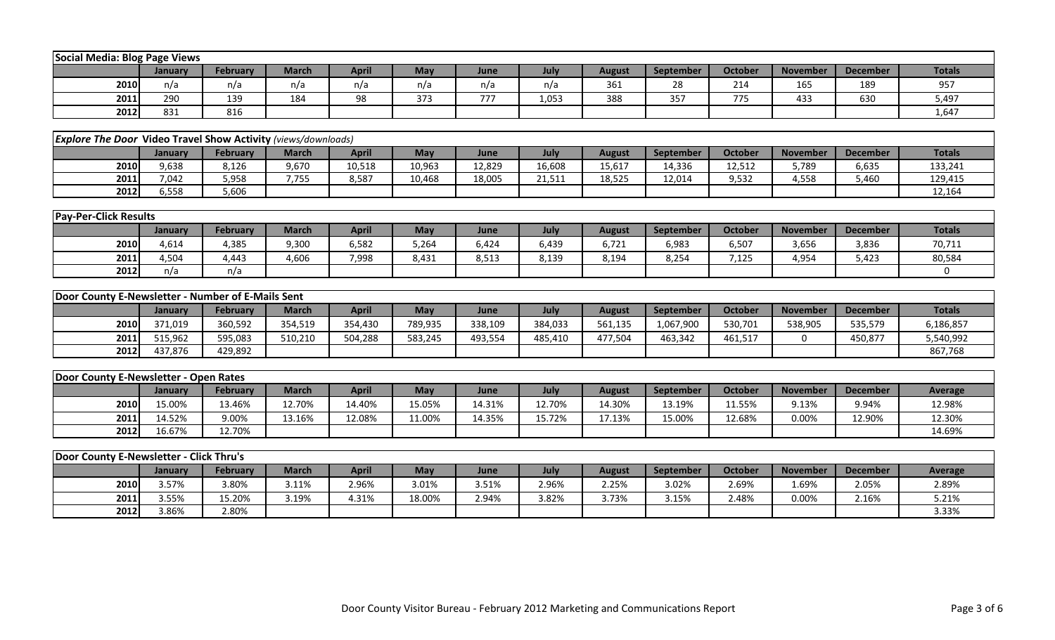| Social Media: Blog Page Views | | | | | | | | | | | | | |
|---|---|---|---|---|---|---|---|---|---|---|---|---|---|
| | **January** | **February** | **March** | **April** | **May** | **June** | **July** | **August** | **September** | **October** | **November** | **December** | **Totals** |
| **2010** | n/a | n/a | n/a | n/a | n/a | n/a | n/a | 361 | 28 | 214 | 165 | 189 | 957 |
| **2011** | 290 | 139 | 184 | 98 | 373 | 777 | 1,053 | 388 | 357 | 775 | 433 | 630 | 5,497 |
| **2012** | 831 | 816 | | | | | | | | | | | 1,647 |

| ***Explore The Door* Video Travel Show Activity** *(views/downloads)* | | | | | | | | | | | | | |
|---|---|---|---|---|---|---|---|---|---|---|---|---|---|
| | **January** | **February** | **March** | **April** | **May** | **June** | **July** | **August** | **September** | **October** | **November** | **December** | **Totals** |
| **2010** | 9,638 | 8,126 | 9,670 | 10,518 | 10,963 | 12,829 | 16,608 | 15,617 | 14,336 | 12,512 | 5,789 | 6,635 | 133,241 |
| **2011** | 7,042 | 5,958 | 7,755 | 8,587 | 10,468 | 18,005 | 21,511 | 18,525 | 12,014 | 9,532 | 4,558 | 5,460 | 129,415 |
| **2012** | 6,558 | 5,606 | | | | | | | | | | | 12,164 |

| Pay-Per-Click Results | | | | | | | | | | | | | |
|---|---|---|---|---|---|---|---|---|---|---|---|---|---|
| | **January** | **February** | **March** | **April** | **May** | **June** | **July** | **August** | **September** | **October** | **November** | **December** | **Totals** |
| **2010** | 4,614 | 4,385 | 9,300 | 6,582 | 5,264 | 6,424 | 6,439 | 6,721 | 6,983 | 6,507 | 3,656 | 3,836 | 70,711 |
| **2011** | 4,504 | 4,443 | 4,606 | 7,998 | 8,431 | 8,513 | 8,139 | 8,194 | 8,254 | 7,125 | 4,954 | 5,423 | 80,584 |
| **2012** | n/a | n/a | | | | | | | | | | | 0 |

| Door County E-Newsletter - Number of E-Mails Sent | | | | | | | | | | | | | |
|---|---|---|---|---|---|---|---|---|---|---|---|---|---|
| | **January** | **February** | **March** | **April** | **May** | **June** | **July** | **August** | **September** | **October** | **November** | **December** | **Totals** |
| **2010** | 371,019 | 360,592 | 354,519 | 354,430 | 789,935 | 338,109 | 384,033 | 561,135 | 1,067,900 | 530,701 | 538,905 | 535,579 | 6,186,857 |
| **2011** | 515,962 | 595,083 | 510,210 | 504,288 | 583,245 | 493,554 | 485,410 | 477,504 | 463,342 | 461,517 | 0 | 450,877 | 5,540,992 |
| **2012** | 437,876 | 429,892 | | | | | | | | | | | 867,768 |

| Door County E-Newsletter - Open Rates | | | | | | | | | | | | | |
|---|---|---|---|---|---|---|---|---|---|---|---|---|---|
| | **January** | **February** | **March** | **April** | **May** | **June** | **July** | **August** | **September** | **October** | **November** | **December** | **Average** |
| **2010** | 15.00% | 13.46% | 12.70% | 14.40% | 15.05% | 14.31% | 12.70% | 14.30% | 13.19% | 11.55% | 9.13% | 9.94% | 12.98% |
| **2011** | 14.52% | 9.00% | 13.16% | 12.08% | 11.00% | 14.35% | 15.72% | 17.13% | 15.00% | 12.68% | 0.00% | 12.90% | 12.30% |
| **2012** | 16.67% | 12.70% | | | | | | | | | | | 14.69% |

| Door County E-Newsletter - Click Thru's | | | | | | | | | | | | | |
|---|---|---|---|---|---|---|---|---|---|---|---|---|---|
| | **January** | **February** | **March** | **April** | **May** | **June** | **July** | **August** | **September** | **October** | **November** | **December** | **Average** |
| **2010** | 3.57% | 3.80% | 3.11% | 2.96% | 3.01% | 3.51% | 2.96% | 2.25% | 3.02% | 2.69% | 1.69% | 2.05% | 2.89% |
| **2011** | 3.55% | 15.20% | 3.19% | 4.31% | 18.00% | 2.94% | 3.82% | 3.73% | 3.15% | 2.48% | 0.00% | 2.16% | 5.21% |
| **2012** | 3.86% | 2.80% | | | | | | | | | | | 3.33% |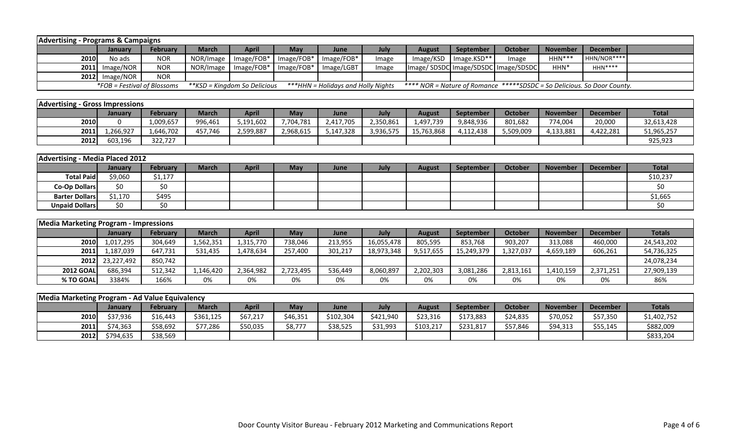## Advertising - Programs & Campaigns

| | January | February | March | April | May | June | July | August | September | October | November | December | |
|---|---|---|---|---|---|---|---|---|---|---|---|---|---|
| 2010 | No ads | NOR | NOR/Image | Image/FOB* | Image/FOB* | Image/FOB* | Image | Image/KSD | Image.KSD** | Image | HHN*** | HHN/NOR**** | |
| 2011 | Image/NOR | NOR | NOR/Image | Image/FOB* | Image/FOB* | Image/LGBT | Image | Image/ SDSDC | Image/SDSDC | Image/SDSDC | HHN* | HHN**** | |
| 2012 | Image/NOR | NOR | | | | | | | | | | | |

*FOB = Festival of Blossoms **KSD = Kingdom So Delicious ***HHN = Holidays and Holly Nights **** NOR = Nature of Romance *****SDSDC = So Delicious. So Door County.

## Advertising - Gross Impressions

| | January | February | March | April | May | June | July | August | September | October | November | December | Total |
|---|---|---|---|---|---|---|---|---|---|---|---|---|---|
| 2010 | 0 | 1,009,657 | 996,461 | 5,191,602 | 7,704,781 | 2,417,705 | 2,350,861 | 1,497,739 | 9,848,936 | 801,682 | 774,004 | 20,000 | 32,613,428 |
| 2011 | 1,266,927 | 1,646,702 | 457,746 | 2,599,887 | 2,968,615 | 5,147,328 | 3,936,575 | 15,763,868 | 4,112,438 | 5,509,009 | 4,133,881 | 4,422,281 | 51,965,257 |
| 2012 | 603,196 | 322,727 | | | | | | | | | | | 925,923 |

## Advertising - Media Placed 2012

| | January | February | March | April | May | June | July | August | September | October | November | December | Total |
|---|---|---|---|---|---|---|---|---|---|---|---|---|---|
| Total Paid | $9,060 | $1,177 | | | | | | | | | | | $10,237 |
| Co-Op Dollars | $0 | $0 | | | | | | | | | | | $0 |
| Barter Dollars | $1,170 | $495 | | | | | | | | | | | $1,665 |
| Unpaid Dollars | $0 | $0 | | | | | | | | | | | $0 |

## Media Marketing Program - Impressions

| | January | February | March | April | May | June | July | August | September | October | November | December | Totals |
|---|---|---|---|---|---|---|---|---|---|---|---|---|---|
| 2010 | 1,017,295 | 304,649 | 1,562,351 | 1,315,770 | 738,046 | 213,955 | 16,055,478 | 805,595 | 853,768 | 903,207 | 313,088 | 460,000 | 24,543,202 |
| 2011 | 1,187,039 | 647,731 | 531,435 | 1,478,634 | 257,400 | 301,217 | 18,973,348 | 9,517,655 | 15,249,379 | 1,327,037 | 4,659,189 | 606,261 | 54,736,325 |
| 2012 | 23,227,492 | 850,742 | | | | | | | | | | | 24,078,234 |
| 2012 GOAL | 686,394 | 512,342 | 1,146,420 | 2,364,982 | 2,723,495 | 536,449 | 8,060,897 | 2,202,303 | 3,081,286 | 2,813,161 | 1,410,159 | 2,371,251 | 27,909,139 |
| % TO GOAL | 3384% | 166% | 0% | 0% | 0% | 0% | 0% | 0% | 0% | 0% | 0% | 0% | 86% |

## Media Marketing Program - Ad Value Equivalency

| | January | February | March | April | May | June | July | August | September | October | November | December | Totals |
|---|---|---|---|---|---|---|---|---|---|---|---|---|---|
| 2010 | $37,936 | $16,443 | $361,125 | $67,217 | $46,351 | $102,304 | $421,940 | $23,316 | $173,883 | $24,835 | $70,052 | $57,350 | $1,402,752 |
| 2011 | $74,363 | $58,692 | $77,286 | $50,035 | $8,777 | $38,525 | $31,993 | $103,217 | $231,817 | $57,846 | $94,313 | $55,145 | $882,009 |
| 2012 | $794,635 | $38,569 | | | | | | | | | | | $833,204 |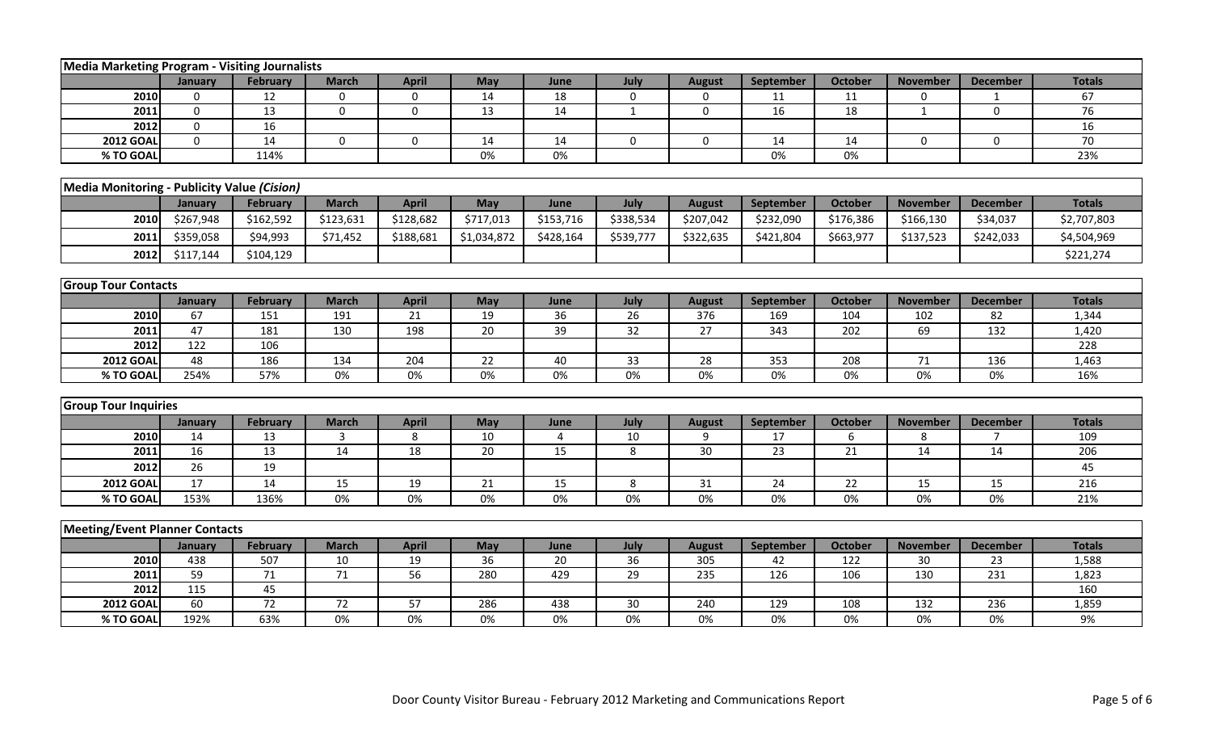## Media Marketing Program - Visiting Journalists

| | January | February | March | April | May | June | July | August | September | October | November | December | Totals |
|---|---|---|---|---|---|---|---|---|---|---|---|---|---|
| 2010 | 0 | 12 | 0 | 0 | 14 | 18 | 0 | 0 | 11 | 11 | 0 | 1 | 67 |
| 2011 | 0 | 13 | 0 | 0 | 13 | 14 | 1 | 0 | 16 | 18 | 1 | 0 | 76 |
| 2012 | 0 | 16 | | | | | | | | | | | 16 |
| 2012 GOAL | 0 | 14 | 0 | 0 | 14 | 14 | 0 | 0 | 14 | 14 | 0 | 0 | 70 |
| % TO GOAL | | 114% | | | 0% | 0% | | | 0% | 0% | | | 23% |

## Media Monitoring - Publicity Value *(Cision)*

| | January | February | March | April | May | June | July | August | September | October | November | December | Totals |
|---|---|---|---|---|---|---|---|---|---|---|---|---|---|
| 2010 | $267,948 | $162,592 | $123,631 | $128,682 | $717,013 | $153,716 | $338,534 | $207,042 | $232,090 | $176,386 | $166,130 | $34,037 | $2,707,803 |
| 2011 | $359,058 | $94,993 | $71,452 | $188,681 | $1,034,872 | $428,164 | $539,777 | $322,635 | $421,804 | $663,977 | $137,523 | $242,033 | $4,504,969 |
| 2012 | $117,144 | $104,129 | | | | | | | | | | | $221,274 |

## Group Tour Contacts

| | January | February | March | April | May | June | July | August | September | October | November | December | Totals |
|---|---|---|---|---|---|---|---|---|---|---|---|---|---|
| 2010 | 67 | 151 | 191 | 21 | 19 | 36 | 26 | 376 | 169 | 104 | 102 | 82 | 1,344 |
| 2011 | 47 | 181 | 130 | 198 | 20 | 39 | 32 | 27 | 343 | 202 | 69 | 132 | 1,420 |
| 2012 | 122 | 106 | | | | | | | | | | | 228 |
| 2012 GOAL | 48 | 186 | 134 | 204 | 22 | 40 | 33 | 28 | 353 | 208 | 71 | 136 | 1,463 |
| % TO GOAL | 254% | 57% | 0% | 0% | 0% | 0% | 0% | 0% | 0% | 0% | 0% | 0% | 16% |

## Group Tour Inquiries

| | January | February | March | April | May | June | July | August | September | October | November | December | Totals |
|---|---|---|---|---|---|---|---|---|---|---|---|---|---|
| 2010 | 14 | 13 | 3 | 8 | 10 | 4 | 10 | 9 | 17 | 6 | 8 | 7 | 109 |
| 2011 | 16 | 13 | 14 | 18 | 20 | 15 | 8 | 30 | 23 | 21 | 14 | 14 | 206 |
| 2012 | 26 | 19 | | | | | | | | | | | 45 |
| 2012 GOAL | 17 | 14 | 15 | 19 | 21 | 15 | 8 | 31 | 24 | 22 | 15 | 15 | 216 |
| % TO GOAL | 153% | 136% | 0% | 0% | 0% | 0% | 0% | 0% | 0% | 0% | 0% | 0% | 21% |

## Meeting/Event Planner Contacts

| | January | February | March | April | May | June | July | August | September | October | November | December | Totals |
|---|---|---|---|---|---|---|---|---|---|---|---|---|---|
| 2010 | 438 | 507 | 10 | 19 | 36 | 20 | 36 | 305 | 42 | 122 | 30 | 23 | 1,588 |
| 2011 | 59 | 71 | 71 | 56 | 280 | 429 | 29 | 235 | 126 | 106 | 130 | 231 | 1,823 |
| 2012 | 115 | 45 | | | | | | | | | | | 160 |
| 2012 GOAL | 60 | 72 | 72 | 57 | 286 | 438 | 30 | 240 | 129 | 108 | 132 | 236 | 1,859 |
| % TO GOAL | 192% | 63% | 0% | 0% | 0% | 0% | 0% | 0% | 0% | 0% | 0% | 0% | 9% |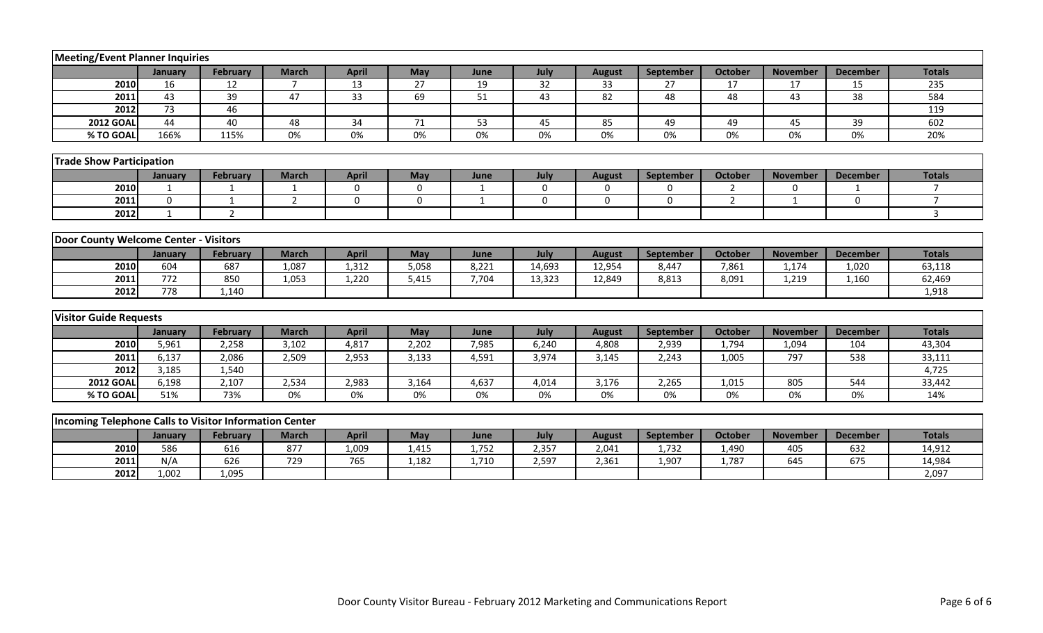| Meeting/Event Planner Inquiries | | | | | | | | | | | | | |
|---|---|---|---|---|---|---|---|---|---|---|---|---|---|
| | January | February | March | April | May | June | July | August | September | October | November | December | Totals |
| 2010 | 16 | 12 | 7 | 13 | 27 | 19 | 32 | 33 | 27 | 17 | 17 | 15 | 235 |
| 2011 | 43 | 39 | 47 | 33 | 69 | 51 | 43 | 82 | 48 | 48 | 43 | 38 | 584 |
| 2012 | 73 | 46 | | | | | | | | | | | 119 |
| 2012 GOAL | 44 | 40 | 48 | 34 | 71 | 53 | 45 | 85 | 49 | 49 | 45 | 39 | 602 |
| % TO GOAL | 166% | 115% | 0% | 0% | 0% | 0% | 0% | 0% | 0% | 0% | 0% | 0% | 20% |

| Trade Show Participation | | | | | | | | | | | | | |
|---|---|---|---|---|---|---|---|---|---|---|---|---|---|
| | January | February | March | April | May | June | July | August | September | October | November | December | Totals |
| 2010 | 1 | 1 | 1 | 0 | 0 | 1 | 0 | 0 | 0 | 2 | 0 | 1 | 7 |
| 2011 | 0 | 1 | 2 | 0 | 0 | 1 | 0 | 0 | 0 | 2 | 1 | 0 | 7 |
| 2012 | 1 | 2 | | | | | | | | | | | 3 |

| Door County Welcome Center - Visitors | | | | | | | | | | | | | |
|---|---|---|---|---|---|---|---|---|---|---|---|---|---|
| | January | February | March | April | May | June | July | August | September | October | November | December | Totals |
| 2010 | 604 | 687 | 1,087 | 1,312 | 5,058 | 8,221 | 14,693 | 12,954 | 8,447 | 7,861 | 1,174 | 1,020 | 63,118 |
| 2011 | 772 | 850 | 1,053 | 1,220 | 5,415 | 7,704 | 13,323 | 12,849 | 8,813 | 8,091 | 1,219 | 1,160 | 62,469 |
| 2012 | 778 | 1,140 | | | | | | | | | | | 1,918 |

| Visitor Guide Requests | | | | | | | | | | | | | |
|---|---|---|---|---|---|---|---|---|---|---|---|---|---|
| | January | February | March | April | May | June | July | August | September | October | November | December | Totals |
| 2010 | 5,961 | 2,258 | 3,102 | 4,817 | 2,202 | 7,985 | 6,240 | 4,808 | 2,939 | 1,794 | 1,094 | 104 | 43,304 |
| 2011 | 6,137 | 2,086 | 2,509 | 2,953 | 3,133 | 4,591 | 3,974 | 3,145 | 2,243 | 1,005 | 797 | 538 | 33,111 |
| 2012 | 3,185 | 1,540 | | | | | | | | | | | 4,725 |
| 2012 GOAL | 6,198 | 2,107 | 2,534 | 2,983 | 3,164 | 4,637 | 4,014 | 3,176 | 2,265 | 1,015 | 805 | 544 | 33,442 |
| % TO GOAL | 51% | 73% | 0% | 0% | 0% | 0% | 0% | 0% | 0% | 0% | 0% | 0% | 14% |

| Incoming Telephone Calls to Visitor Information Center | | | | | | | | | | | | | |
|---|---|---|---|---|---|---|---|---|---|---|---|---|---|
| | January | February | March | April | May | June | July | August | September | October | November | December | Totals |
| 2010 | 586 | 616 | 877 | 1,009 | 1,415 | 1,752 | 2,357 | 2,041 | 1,732 | 1,490 | 405 | 632 | 14,912 |
| 2011 | N/A | 626 | 729 | 765 | 1,182 | 1,710 | 2,597 | 2,361 | 1,907 | 1,787 | 645 | 675 | 14,984 |
| 2012 | 1,002 | 1,095 | | | | | | | | | | | 2,097 |